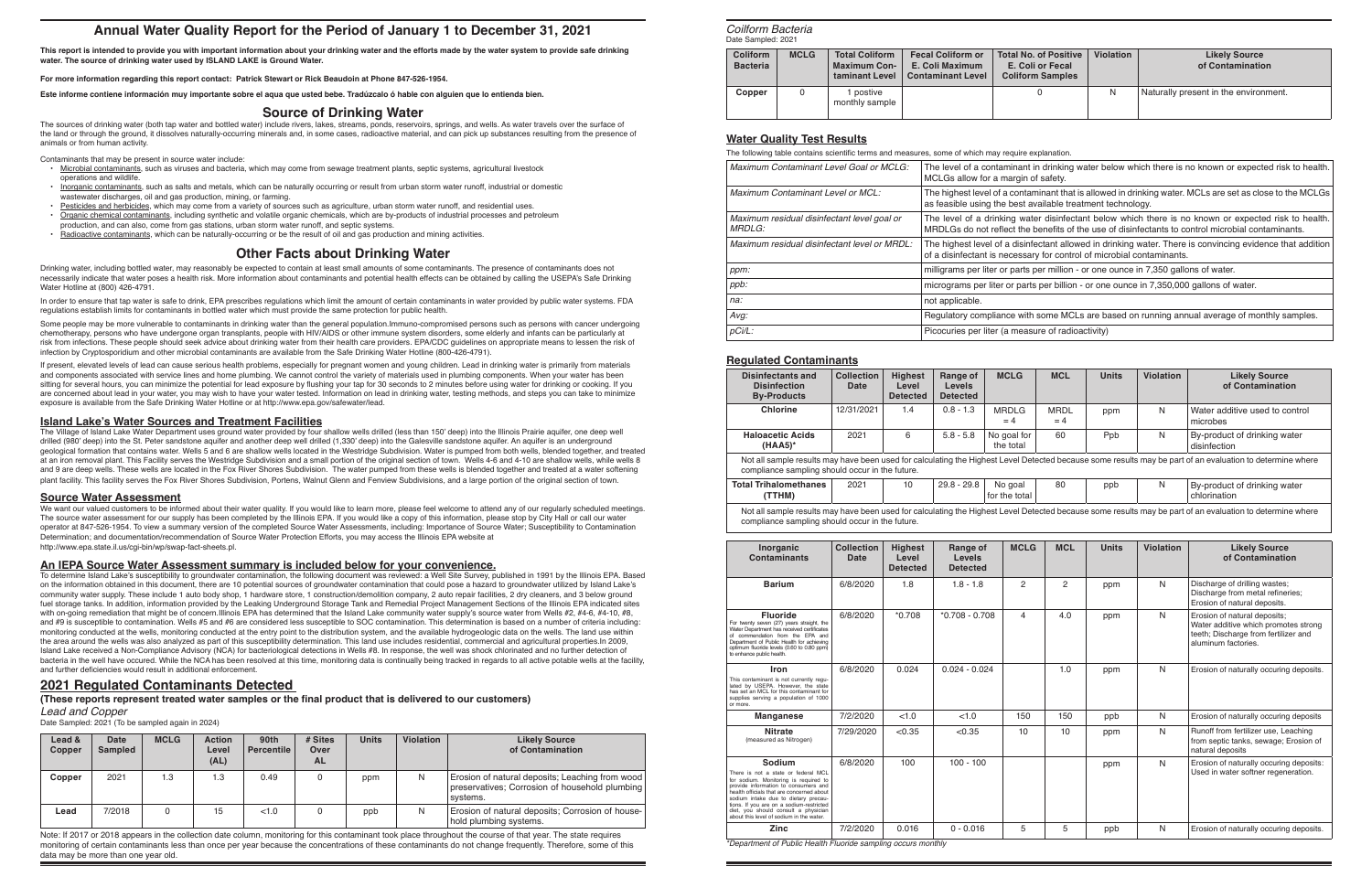# Annual Water Quality Report for the Period of January 1 to December 31, 2021

**This report is intended to provide you with important information about your drinking water and the efforts made by the water system to provide safe drinking water. The source of drinking water used by ISLAND LAKE is Ground Water.**

**For more information regarding this report contact: Patrick Stewart or Rick Beaudoin at Phone 847-526-1954.**

**Este informe contiene información muy importante sobre el aqua que usted bebe. Tradúzcalo ó hable con alguien que lo entienda bien.**

## Source of Drinking Water

The sources of drinking water (both tap water and bottled water) include rivers, lakes, streams, ponds, reservoirs, springs, and wells. As water travels over the surface of the land or through the ground, it dissolves naturally-occurring minerals and, in some cases, radioactive material, and can pick up substances resulting from the presence of animals or from human activity.

Contaminants that may be present in source water include:

- Microbial contaminants, such as viruses and bacteria, which may come from sewage treatment plants, septic systems, agricultural livestock operations and wildlife.
- Inorganic contaminants, such as salts and metals, which can be naturally occurring or result from urban storm water runoff, industrial or domestic wastewater discharges, oil and gas production, mining, or farming.
- Pesticides and herbicides, which may come from a variety of sources such as agriculture, urban storm water runoff, and residential uses.
- Organic chemical contaminants, including synthetic and volatile organic chemicals, which are by-products of industrial processes and petroleum production, and can also, come from gas stations, urban storm water runoff, and septic systems.
- Radioactive contaminants, which can be naturally-occurring or be the result of oil and gas production and mining activities.

## Other Facts about Drinking Water

Drinking water, including bottled water, may reasonably be expected to contain at least small amounts of some contaminants. The presence of contaminants does not necessarily indicate that water poses a health risk. More information about contaminants and potential health effects can be obtained by calling the USEPA's Safe Drinking Water Hotline at (800) 426-4791.

In order to ensure that tap water is safe to drink, EPA prescribes regulations which limit the amount of certain contaminants in water provided by public water systems. FDA regulations establish limits for contaminants in bottled water which must provide the same protection for public health.

Some people may be more vulnerable to contaminants in drinking water than the general population.Immuno-compromised persons such as persons with cancer undergoing chemotherapy, persons who have undergone organ transplants, people with HIV/AIDS or other immune system disorders, some elderly and infants can be particularly at risk from infections. These people should seek advice about drinking water from their health care providers. EPA/CDC guidelines on appropriate means to lessen the risk of infection by Cryptosporidium and other microbial contaminants are available from the Safe Drinking Water Hotline (800-426-4791).

If present, elevated levels of lead can cause serious health problems, especially for pregnant women and young children. Lead in drinking water is primarily from materials and components associated with service lines and home plumbing. We cannot control the variety of materials used in plumbing components. When your water has been sitting for several hours, you can minimize the potential for lead exposure by flushing your tap for 30 seconds to 2 minutes before using water for drinking or cooking. If you are concerned about lead in your water, you may wish to have your water tested. Information on lead in drinking water, testing methods, and steps you can take to minimize exposure is available from the Safe Drinking Water Hotline or at http://www.epa.gov/safewater/lead.

### Island Lake's Water Sources and Treatment Facilities

The Village of Island Lake Water Department uses ground water provided by four shallow wells drilled (less than 150' deep) into the Illinois Prairie aquifer, one deep well drilled (980' deep) into the St. Peter sandstone aquifer and another deep well drilled (1,330' deep) into the Galesville sandstone aquifer. An aquifer is an underground geological formation that contains water. Wells 5 and 6 are shallow wells located in the Westridge Subdivision. Water is pumped from both wells, blended together, and treated at an iron removal plant. This Facility serves the Westridge Subdivision and a small portion of the original section of town. Wells 4-6 and 4-10 are shallow wells, while wells 8 and 9 are deep wells. These wells are located in the Fox River Shores Subdivision. The water pumped from these wells is blended together and treated at a water softening plant facility. This facility serves the Fox River Shores Subdivision, Portens, Walnut Glenn and Fenview Subdivisions, and a large portion of the original section of town.

### Source Water Assessment

We want our valued customers to be informed about their water quality. If you would like to learn more, please feel welcome to attend any of our regularly scheduled meetings. The source water assessment for our supply has been completed by the Illinois EPA. If you would like a copy of this information, please stop by City Hall or call our water operator at 847-526-1954. To view a summary version of the completed Source Water Assessments, including: Importance of Source Water; Susceptibility to Contamination Determination; and documentation/recommendation of Source Water Protection Efforts, you may access the Illinois EPA website at http://www.epa.state.il.us/cgi-bin/wp/swap-fact-sheets.pl.

### An IEPA Source Water Assessment summary is included below for your convenience.

To determine Island Lake's susceptibility to groundwater contamination, the following document was reviewed: a Well Site Survey, published in 1991 by the Illinois EPA. Based on the information obtained in this document, there are 10 potential sources of groundwater contamination that could pose a hazard to groundwater utilized by Island Lake's community water supply. These include 1 auto body shop, 1 hardware store, 1 construction/demolition company, 2 auto repair facilities, 2 dry cleaners, and 3 below ground fuel storage tanks. In addition, information provided by the Leaking Underground Storage Tank and Remedial Project Management Sections of the Illinois EPA indicated sites with on-going remediation that might be of concern.Illinois EPA has determined that the Island Lake community water supply's source water from Wells #2, #4-6, #4-10, #8, and #9 is susceptible to contamination. Wells #5 and #6 are considered less susceptible to SOC contamination. This determination is based on a number of criteria including: monitoring conducted at the wells, monitoring conducted at the entry point to the distribution system, and the available hydrogeologic data on the wells. The land use within the area around the wells was also analyzed as part of this susceptibility determination. This land use includes residential, commercial and agricultural properties.In 2009, Island Lake received a Non-Compliance Advisory (NCA) for bacteriological detections in Wells #8. In response, the well was shock chlorinated and no further detection of bacteria in the well have occured. While the NCA has been resolved at this time, monitoring data is continually being tracked in regards to all active potable wells at the facility, and further deficiencies would result in additional enforcement.

## 2021 Regulated Contaminants Detected

**(These reports represent treated water samples or the final product that is delivered to our customers)**

*Lead and Copper*

Date Sampled: 2021 (To be sampled again in 2024)

| Lead & Copper | Date Sampled | MCLG | Action Level (AL) | 90th Percentile | # Sites Over AL | Units | Violation | Likely Source of Contamination |
|---|---|---|---|---|---|---|---|---|
| Copper | 2021 | 1.3 | 1.3 | 0.49 | 0 | ppm | N | Erosion of natural deposits; Leaching from wood preservatives; Corrosion of household plumbing systems. |
| Lead | 7/2018 | 0 | 15 | <1.0 | 0 | ppb | N | Erosion of natural deposits; Corrosion of household plumbing systems. |

Note: If 2017 or 2018 appears in the collection date column, monitoring for this contaminant took place throughout the course of that year. The state requires monitoring of certain contaminants less than once per year because the concentrations of these contaminants do not change frequently. Therefore, some of this data may be more than one year old.

*Coilform Bacteria*

Date Sampled: 2021

| Coliform Bacteria | MCLG | Total Coliform Maximum Contaminant Level | Fecal Coliform or E. Coli Maximum Contaminant Level | Total No. of Positive E. Coli or Fecal Coliform Samples | Violation | Likely Source of Contamination |
|---|---|---|---|---|---|---|
| Copper | 0 | 1 postive monthly sample | | 0 | N | Naturally present in the environment. |

### Water Quality Test Results

The following table contains scientific terms and measures, some of which may require explanation.

| | |
|---|---|
| *Maximum Contaminant Level Goal or MCLG:* | The level of a contaminant in drinking water below which there is no known or expected risk to health. MCLGs allow for a margin of safety. |
| *Maximum Contaminant Level or MCL:* | The highest level of a contaminant that is allowed in drinking water. MCLs are set as close to the MCLGs as feasible using the best available treatment technology. |
| *Maximum residual disinfectant level goal or MRDLG:* | The level of a drinking water disinfectant below which there is no known or expected risk to health. MRDLGs do not reflect the benefits of the use of disinfectants to control microbial contaminants. |
| *Maximum residual disinfectant level or MRDL:* | The highest level of a disinfectant allowed in drinking water. There is convincing evidence that addition of a disinfectant is necessary for control of microbial contaminants. |
| *ppm:* | milligrams per liter or parts per million - or one ounce in 7,350 gallons of water. |
| *ppb:* | micrograms per liter or parts per billion - or one ounce in 7,350,000 gallons of water. |
| *na:* | not applicable. |
| *Avg:* | Regulatory compliance with some MCLs are based on running annual average of monthly samples. |
| *pCi/L:* | Picocuries per liter (a measure of radioactivity) |

### Regulated Contaminants

| Disinfectants and Disinfection By-Products | Collection Date | Highest Level Detected | Range of Levels Detected | MCLG | MCL | Units | Violation | Likely Source of Contamination |
|---|---|---|---|---|---|---|---|---|
| Chlorine | 12/31/2021 | 1.4 | 0.8 - 1.3 | MRDLG = 4 | MRDL = 4 | ppm | N | Water additive used to control microbes |
| Haloacetic Acids (HAA5)* | 2021 | 6 | 5.8 - 5.8 | No goal for the total | 60 | Ppb | N | By-product of drinking water disinfection |
| Not all sample results may have been used for calculating the Highest Level Detected because some results may be part of an evaluation to determine where compliance sampling should occur in the future. | | | | | | | | |
| Total Trihalomethanes (TTHM) | 2021 | 10 | 29.8 - 29.8 | No goal for the total | 80 | ppb | N | By-product of drinking water chlorination |
| Not all sample results may have been used for calculating the Highest Level Detected because some results may be part of an evaluation to determine where compliance sampling should occur in the future. | | | | | | | | |

| Inorganic Contaminants | Collection Date | Highest Level Detected | Range of Levels Detected | MCLG | MCL | Units | Violation | Likely Source of Contamination |
|---|---|---|---|---|---|---|---|---|
| **Barium** | 6/8/2020 | 1.8 | 1.8 - 1.8 | 2 | 2 | ppm | N | Discharge of drilling wastes; Discharge from metal refineries; Erosion of natural deposits. |
| **Fluoride** For twenty seven (27) years straight, the Water Department has received certificates of commendation from the EPA and Department of Public Health for achieving optimum fluoride levels (0.60 to 0.80 ppm) to enhance public health. | 6/8/2020 | *0.708 | *0.708 - 0.708 | 4 | 4.0 | ppm | N | Erosion of natural deposits; Water additive which promotes strong teeth; Discharge from fertilizer and aluminum factories. |
| **Iron** This contaminant is not currently regulated by USEPA. However, the state has set an MCL for this contaminant for supplies serving a population of 1000 or more. | 6/8/2020 | 0.024 | 0.024 - 0.024 | | 1.0 | ppm | N | Erosion of naturally occuring deposits. |
| **Manganese** | 7/2/2020 | <1.0 | <1.0 | 150 | 150 | ppb | N | Erosion of naturally occuring deposits |
| **Nitrate** (measured as Nitrogen) | 7/29/2020 | <0.35 | <0.35 | 10 | 10 | ppm | N | Runoff from fertilizer use, Leaching from septic tanks, sewage; Erosion of natural deposits |
| **Sodium** There is not a state or federal MCL for sodium. Monitoring is required to provide information to consumers and health officials that are concerned about sodium intake due to dietary precautions. If you are on a sodium-restricted diet, you should consult a physician about this level of sodium in the water. | 6/8/2020 | 100 | 100 - 100 | | | ppm | N | Erosion of naturally occuring deposits: Used in water softner regeneration. |
| **Zinc** | 7/2/2020 | 0.016 | 0 - 0.016 | 5 | 5 | ppb | N | Erosion of naturally occuring deposits. |

*\*Department of Public Health Fluoride sampling occurs monthly*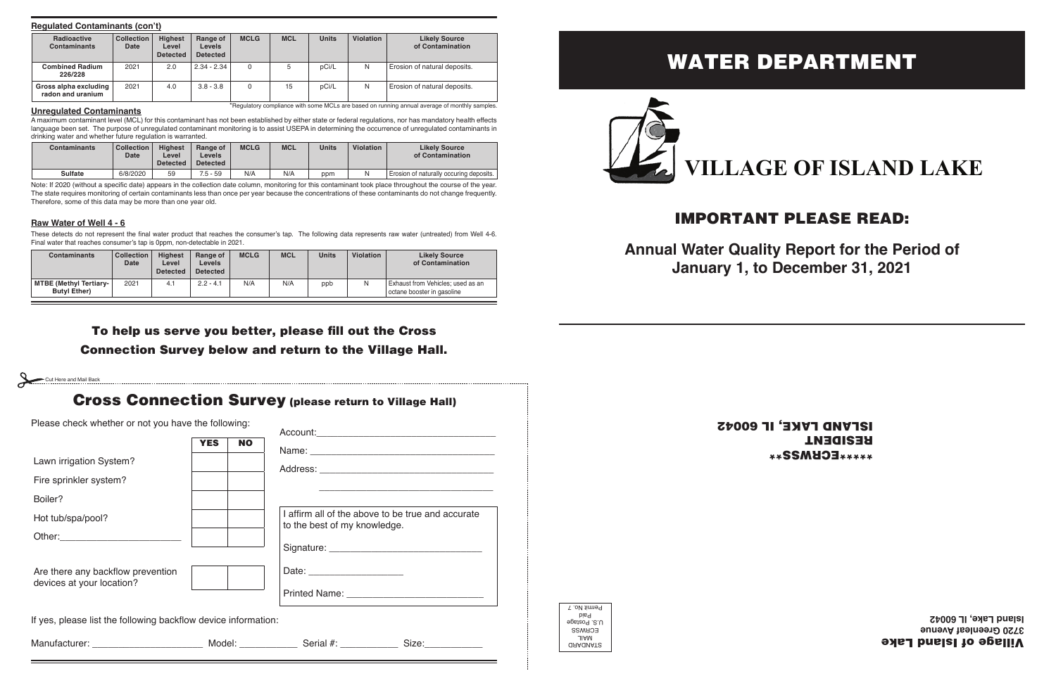### Regulated Contaminants (con't)

| Radioactive Contaminants | Collection Date | Highest Level Detected | Range of Levels Detected | MCLG | MCL | Units | Violation | Likely Source of Contamination |
|---|---|---|---|---|---|---|---|---|
| Combined Radium 226/228 | 2021 | 2.0 | 2.34 - 2.34 | 0 | 5 | pCi/L | N | Erosion of natural deposits. |
| Gross alpha excluding radon and uranium | 2021 | 4.0 | 3.8 - 3.8 | 0 | 15 | pCi/L | N | Erosion of natural deposits. |

*Regulatory compliance with some MCLs are based on running annual average of monthly samples.

### Unregulated Contaminants

A maximum contaminant level (MCL) for this contaminant has not been established by either state or federal regulations, nor has mandatory health effects language been set. The purpose of unregulated contaminant monitoring is to assist USEPA in determining the occurrence of unregulated contaminants in drinking water and whether future regulation is warranted.

| Contaminants | Collection Date | Highest Level Detected | Range of Levels Detected | MCLG | MCL | Units | Violation | Likely Source of Contamination |
|---|---|---|---|---|---|---|---|---|
| Sulfate | 6/8/2020 | 59 | 7.5 - 59 | N/A | N/A | ppm | N | Erosion of naturally occuring deposits. |

Note: If 2020 (without a specific date) appears in the collection date column, monitoring for this contaminant took place throughout the course of the year. The state requires monitoring of certain contaminants less than once per year because the concentrations of these contaminants do not change frequently. Therefore, some of this data may be more than one year old.

### Raw Water of Well 4 - 6

These detects do not represent the final water product that reaches the consumer's tap. The following data represents raw water (untreated) from Well 4-6. Final water that reaches consumer's tap is 0ppm, non-detectable in 2021.

| Contaminants | Collection Date | Highest Level Detected | Range of Levels Detected | MCLG | MCL | Units | Violation | Likely Source of Contamination |
|---|---|---|---|---|---|---|---|---|
| MTBE (Methyl Tertiary-Butyl Ether) | 2021 | 4.1 | 2.2 - 4.1 | N/A | N/A | ppb | N | Exhaust from Vehicles; used as an octane booster in gasoline |

**To help us serve you better, please fill out the Cross Connection Survey below and return to the Village Hall.**

Cut Here and Mail Back

## Cross Connection Survey (please return to Village Hall)

Please check whether or not you have the following:

| | YES | NO |
|---|---|---|
| Lawn irrigation System? | | |
| Fire sprinkler system? | | |
| Boiler? | | |
| Hot tub/spa/pool? | | |
| Other:________________________ | | |
| Are there any backflow prevention devices at your location? | | |

Account:________________________________

Name: __________________________________

Address: ________________________________

________________________________

I affirm all of the above to be true and accurate to the best of my knowledge.

Signature: ____________________________

Date: __________________

Printed Name: __________________________

If yes, please list the following backflow device information:

Manufacturer: ____________________ Model: ___________ Serial #: ___________ Size:___________

# WATER DEPARTMENT

# VILLAGE OF ISLAND LAKE

## IMPORTANT PLEASE READ:

## Annual Water Quality Report for the Period of January 1, to December 31, 2021

*****ECRWSS**
RESIDENT
ISLAND LAKE, IL 60042

Village of Island Lake
3720 Greenleaf Avenue
Island Lake, IL 60042

STANDARD MAIL
ECRWSS
U.S. Postage Paid
Permit No. 7